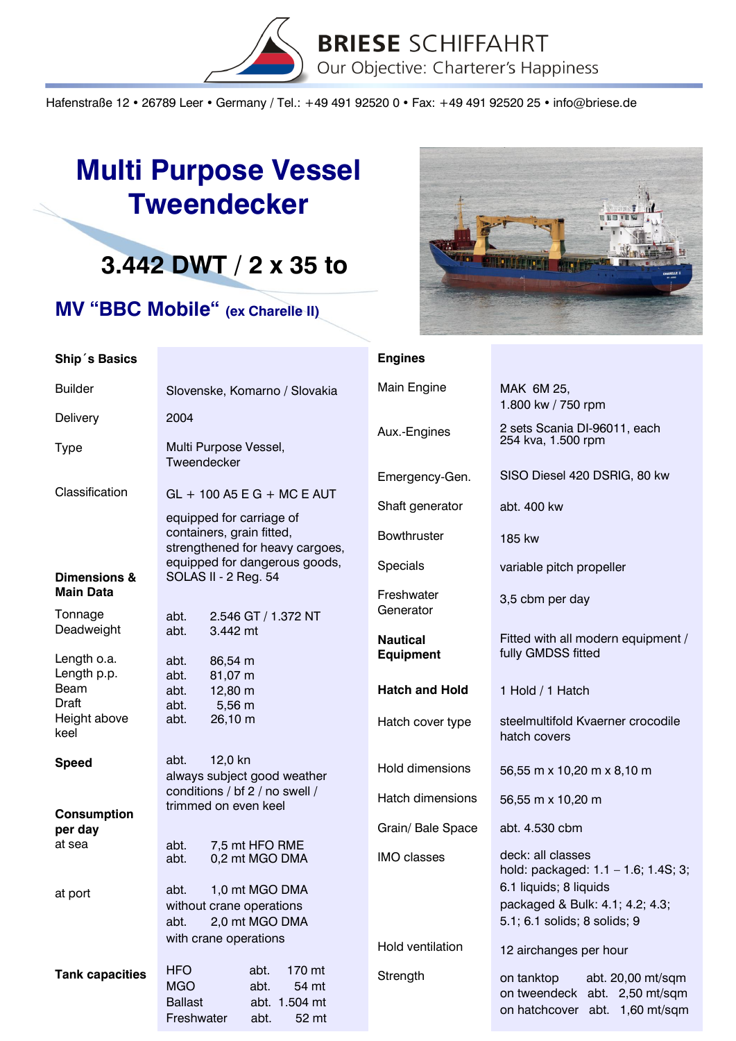**BRIESE SCHIFFAHRT**
Our Objective: Charterer's Happiness

Hafenstraße 12 • 26789 Leer • Germany / Tel.: +49 491 92520 0 • Fax: +49 491 92520 25 • info@briese.de

# Multi Purpose Vessel Tweendecker

## 3.442 DWT / 2 x 35 to

## MV "BBC Mobile" (ex Charelle II)

| **Ship´s Basics** | |
|---|---|
| Builder | Slovenske, Komarno / Slovakia |
| Delivery | 2004 |
| Type | Multi Purpose Vessel, Tweendecker |
| Classification | GL + 100 A5 E G + MC E AUT |
| | equipped for carriage of containers, grain fitted, strengthened for heavy cargoes, equipped for dangerous goods, SOLAS II - 2 Reg. 54 |
| **Dimensions & Main Data** | |
| Tonnage | abt. 2.546 GT / 1.372 NT |
| Deadweight | abt. 3.442 mt |
| Length o.a. | abt. 86,54 m |
| Length p.p. | abt. 81,07 m |
| Beam | abt. 12,80 m |
| Draft | abt. 5,56 m |
| Height above keel | abt. 26,10 m |
| **Speed** | abt. 12,0 kn always subject good weather conditions / bf 2 / no swell / trimmed on even keel |
| **Consumption per day** | |
| at sea | abt. 7,5 mt HFO RME |
| | abt. 0,2 mt MGO DMA |
| at port | abt. 1,0 mt MGO DMA without crane operations |
| | abt. 2,0 mt MGO DMA with crane operations |
| **Tank capacities** | HFO abt. 170 mt |
| | MGO abt. 54 mt |
| | Ballast abt. 1.504 mt |
| | Freshwater abt. 52 mt |

| **Engines** | |
|---|---|
| Main Engine | MAK 6M 25, 1.800 kw / 750 rpm |
| Aux.-Engines | 2 sets Scania DI-96011, each 254 kva, 1.500 rpm |
| Emergency-Gen. | SISO Diesel 420 DSRIG, 80 kw |
| Shaft generator | abt. 400 kw |
| Bowthruster | 185 kw |
| Specials | variable pitch propeller |
| Freshwater Generator | 3,5 cbm per day |
| **Nautical Equipment** | Fitted with all modern equipment / fully GMDSS fitted |
| **Hatch and Hold** | 1 Hold / 1 Hatch |
| Hatch cover type | steelmultifold Kvaerner crocodile hatch covers |
| Hold dimensions | 56,55 m x 10,20 m x 8,10 m |
| Hatch dimensions | 56,55 m x 10,20 m |
| Grain/ Bale Space | abt. 4.530 cbm |
| IMO classes | deck: all classes<br>hold: packaged: 1.1 – 1.6; 1.4S; 3; 6.1 liquids; 8 liquids<br>packaged & Bulk: 4.1; 4.2; 4.3; 5.1; 6.1 solids; 8 solids; 9 |
| Hold ventilation | 12 airchanges per hour |
| Strength | on tanktop abt. 20,00 mt/sqm<br>on tweendeck abt. 2,50 mt/sqm<br>on hatchcover abt. 1,60 mt/sqm |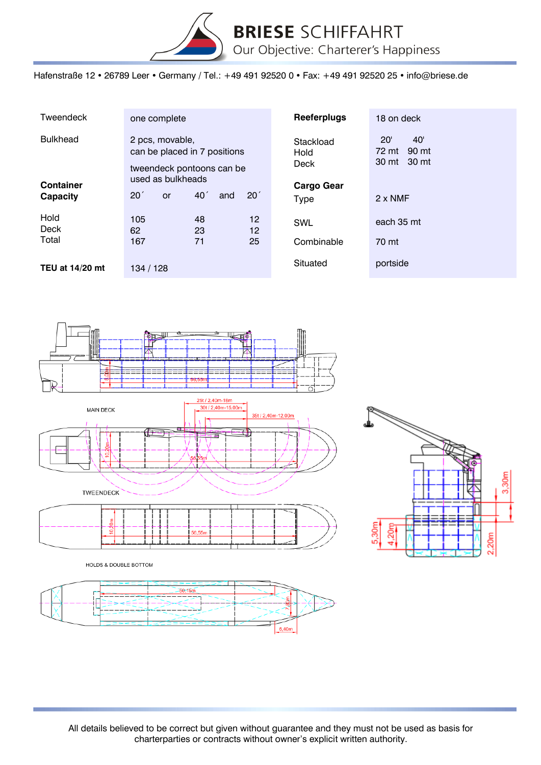| | | | |
|---|---|---|---|
| Tweendeck | one complete | **Reeferplugs** | 18 on deck |
| Bulkhead | 2 pcs, movable, can be placed in 7 positions<br>tweendeck pontoons can be used as bulkheads | Stackload<br>Hold<br>Deck | 20' 40'<br>72 mt 90 mt<br>30 mt 30 mt |
| **Container Capacity** | 20´ or 40´ and 20´ | **Cargo Gear**<br>Type | <br>2 x NMF |
| Hold<br>Deck<br>Total | 105 48 12<br>62 23 12<br>167 71 25 | SWL | each 35 mt |
| | | Combinable | 70 mt |
| **TEU at 14/20 mt** | 134 / 128 | Situated | portside |

8,00m
56,55m

MAIN DECK

25t / 2,40m-18m
30t / 2,40m-15,00m
35t / 2,40m-12,00m

10,20m
56,55m

TWEENDECK

10,20m
56,55m

HOLDS & DOUBLE BOTTOM

50,15m
7,80m
8,40m

3,30m
5,30m
4,20m
2,20m

All details believed to be correct but given without guarantee and they must not be used as basis for charterparties or contracts without owner's explicit written authority.